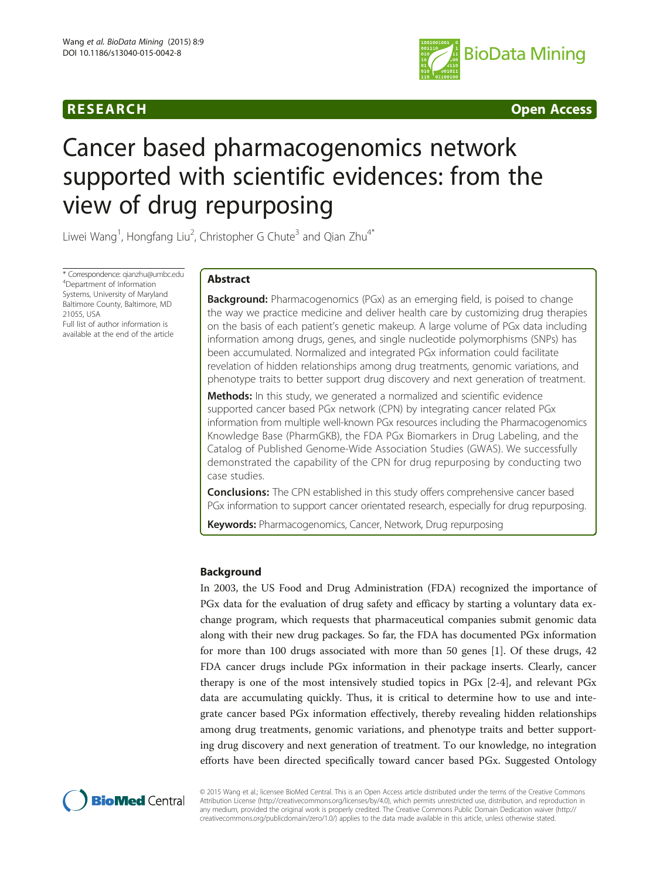RESEARCH Open Access

# Cancer based pharmacogenomics network supported with scientific evidences: from the view of drug repurposing

Liwei Wang[1], Hongfang Liu[2], Christopher G Chute[3] and Qian Zhu[4*]

* Correspondence: qianzhu@umbc.edu
[4]Department of Information Systems, University of Maryland Baltimore County, Baltimore, MD 21055, USA
Full list of author information is available at the end of the article

## Abstract

**Background:** Pharmacogenomics (PGx) as an emerging field, is poised to change the way we practice medicine and deliver health care by customizing drug therapies on the basis of each patient's genetic makeup. A large volume of PGx data including information among drugs, genes, and single nucleotide polymorphisms (SNPs) has been accumulated. Normalized and integrated PGx information could facilitate revelation of hidden relationships among drug treatments, genomic variations, and phenotype traits to better support drug discovery and next generation of treatment.

**Methods:** In this study, we generated a normalized and scientific evidence supported cancer based PGx network (CPN) by integrating cancer related PGx information from multiple well-known PGx resources including the Pharmacogenomics Knowledge Base (PharmGKB), the FDA PGx Biomarkers in Drug Labeling, and the Catalog of Published Genome-Wide Association Studies (GWAS). We successfully demonstrated the capability of the CPN for drug repurposing by conducting two case studies.

**Conclusions:** The CPN established in this study offers comprehensive cancer based PGx information to support cancer orientated research, especially for drug repurposing.

**Keywords:** Pharmacogenomics, Cancer, Network, Drug repurposing

## Background

In 2003, the US Food and Drug Administration (FDA) recognized the importance of PGx data for the evaluation of drug safety and efficacy by starting a voluntary data exchange program, which requests that pharmaceutical companies submit genomic data along with their new drug packages. So far, the FDA has documented PGx information for more than 100 drugs associated with more than 50 genes [1]. Of these drugs, 42 FDA cancer drugs include PGx information in their package inserts. Clearly, cancer therapy is one of the most intensively studied topics in PGx [2-4], and relevant PGx data are accumulating quickly. Thus, it is critical to determine how to use and integrate cancer based PGx information effectively, thereby revealing hidden relationships among drug treatments, genomic variations, and phenotype traits and better supporting drug discovery and next generation of treatment. To our knowledge, no integration efforts have been directed specifically toward cancer based PGx. Suggested Ontology

© 2015 Wang et al.; licensee BioMed Central. This is an Open Access article distributed under the terms of the Creative Commons Attribution License (http://creativecommons.org/licenses/by/4.0), which permits unrestricted use, distribution, and reproduction in any medium, provided the original work is properly credited. The Creative Commons Public Domain Dedication waiver (http://creativecommons.org/publicdomain/zero/1.0/) applies to the data made available in this article, unless otherwise stated.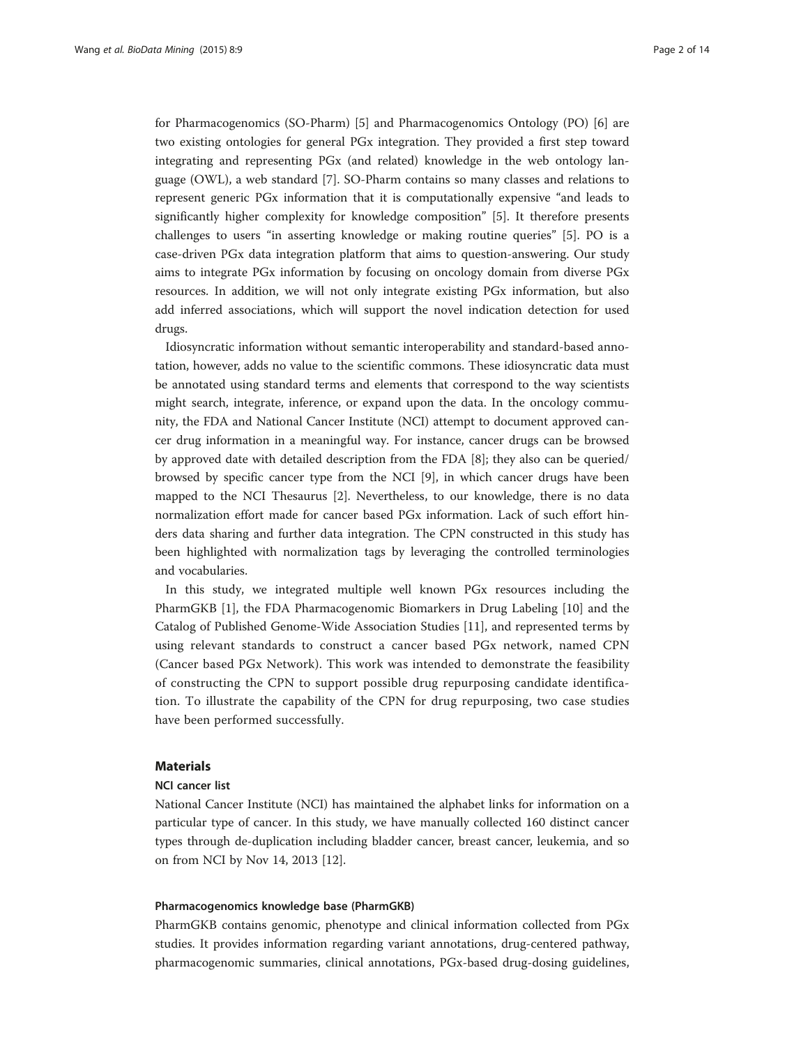for Pharmacogenomics (SO-Pharm) [5] and Pharmacogenomics Ontology (PO) [6] are two existing ontologies for general PGx integration. They provided a first step toward integrating and representing PGx (and related) knowledge in the web ontology language (OWL), a web standard [7]. SO-Pharm contains so many classes and relations to represent generic PGx information that it is computationally expensive "and leads to significantly higher complexity for knowledge composition" [5]. It therefore presents challenges to users "in asserting knowledge or making routine queries" [5]. PO is a case-driven PGx data integration platform that aims to question-answering. Our study aims to integrate PGx information by focusing on oncology domain from diverse PGx resources. In addition, we will not only integrate existing PGx information, but also add inferred associations, which will support the novel indication detection for used drugs.

Idiosyncratic information without semantic interoperability and standard-based annotation, however, adds no value to the scientific commons. These idiosyncratic data must be annotated using standard terms and elements that correspond to the way scientists might search, integrate, inference, or expand upon the data. In the oncology community, the FDA and National Cancer Institute (NCI) attempt to document approved cancer drug information in a meaningful way. For instance, cancer drugs can be browsed by approved date with detailed description from the FDA [8]; they also can be queried/browsed by specific cancer type from the NCI [9], in which cancer drugs have been mapped to the NCI Thesaurus [2]. Nevertheless, to our knowledge, there is no data normalization effort made for cancer based PGx information. Lack of such effort hinders data sharing and further data integration. The CPN constructed in this study has been highlighted with normalization tags by leveraging the controlled terminologies and vocabularies.

In this study, we integrated multiple well known PGx resources including the PharmGKB [1], the FDA Pharmacogenomic Biomarkers in Drug Labeling [10] and the Catalog of Published Genome-Wide Association Studies [11], and represented terms by using relevant standards to construct a cancer based PGx network, named CPN (Cancer based PGx Network). This work was intended to demonstrate the feasibility of constructing the CPN to support possible drug repurposing candidate identification. To illustrate the capability of the CPN for drug repurposing, two case studies have been performed successfully.

## Materials

### NCI cancer list

National Cancer Institute (NCI) has maintained the alphabet links for information on a particular type of cancer. In this study, we have manually collected 160 distinct cancer types through de-duplication including bladder cancer, breast cancer, leukemia, and so on from NCI by Nov 14, 2013 [12].

### Pharmacogenomics knowledge base (PharmGKB)

PharmGKB contains genomic, phenotype and clinical information collected from PGx studies. It provides information regarding variant annotations, drug-centered pathway, pharmacogenomic summaries, clinical annotations, PGx-based drug-dosing guidelines,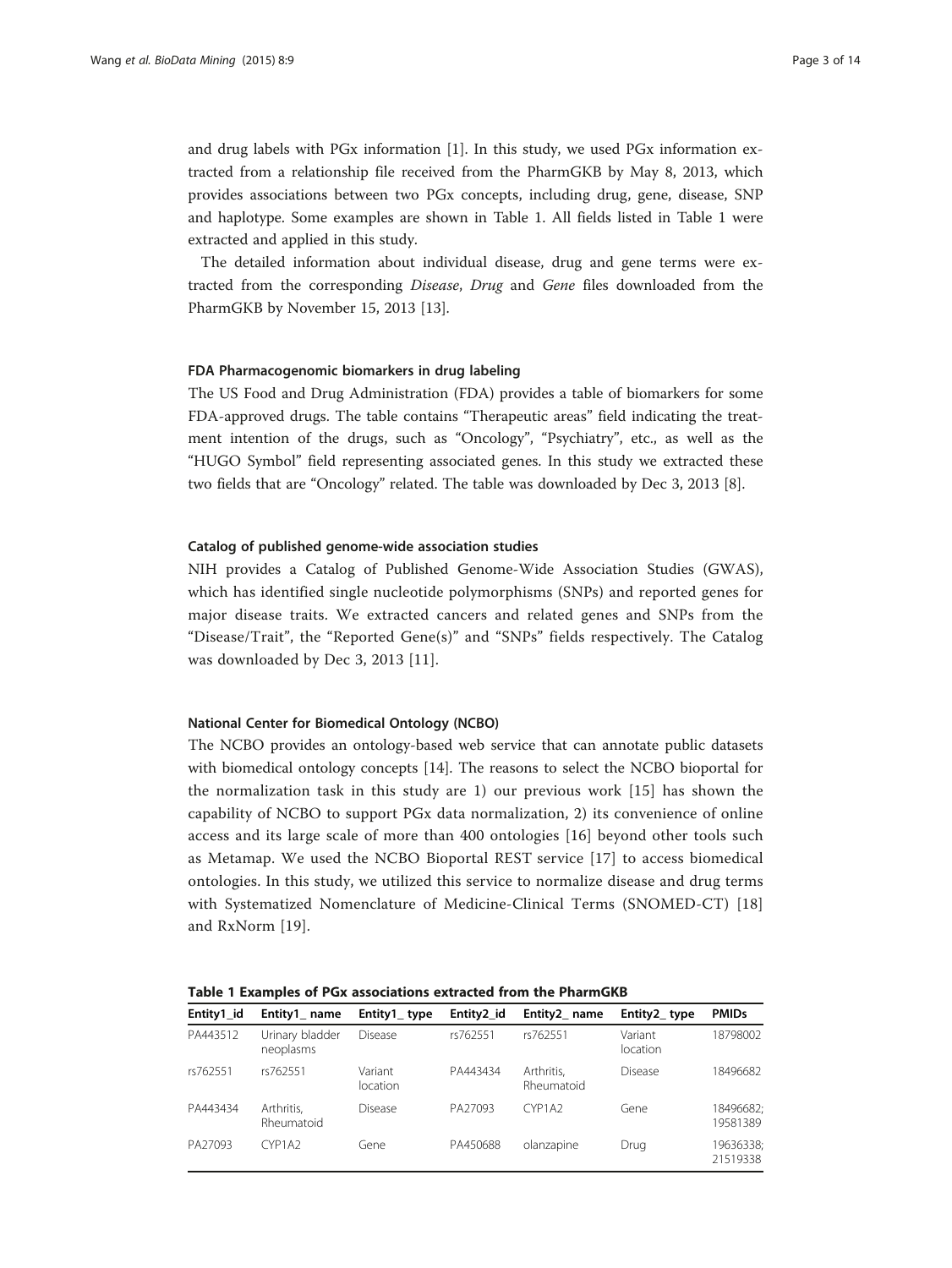and drug labels with PGx information [1]. In this study, we used PGx information extracted from a relationship file received from the PharmGKB by May 8, 2013, which provides associations between two PGx concepts, including drug, gene, disease, SNP and haplotype. Some examples are shown in Table 1. All fields listed in Table 1 were extracted and applied in this study.

The detailed information about individual disease, drug and gene terms were extracted from the corresponding *Disease*, *Drug* and *Gene* files downloaded from the PharmGKB by November 15, 2013 [13].

#### FDA Pharmacogenomic biomarkers in drug labeling

The US Food and Drug Administration (FDA) provides a table of biomarkers for some FDA-approved drugs. The table contains "Therapeutic areas" field indicating the treatment intention of the drugs, such as "Oncology", "Psychiatry", etc., as well as the "HUGO Symbol" field representing associated genes. In this study we extracted these two fields that are "Oncology" related. The table was downloaded by Dec 3, 2013 [8].

#### Catalog of published genome-wide association studies

NIH provides a Catalog of Published Genome-Wide Association Studies (GWAS), which has identified single nucleotide polymorphisms (SNPs) and reported genes for major disease traits. We extracted cancers and related genes and SNPs from the "Disease/Trait", the "Reported Gene(s)" and "SNPs" fields respectively. The Catalog was downloaded by Dec 3, 2013 [11].

#### National Center for Biomedical Ontology (NCBO)

The NCBO provides an ontology-based web service that can annotate public datasets with biomedical ontology concepts [14]. The reasons to select the NCBO bioportal for the normalization task in this study are 1) our previous work [15] has shown the capability of NCBO to support PGx data normalization, 2) its convenience of online access and its large scale of more than 400 ontologies [16] beyond other tools such as Metamap. We used the NCBO Bioportal REST service [17] to access biomedical ontologies. In this study, we utilized this service to normalize disease and drug terms with Systematized Nomenclature of Medicine-Clinical Terms (SNOMED-CT) [18] and RxNorm [19].

**Table 1 Examples of PGx associations extracted from the PharmGKB**

| Entity1_id | Entity1_ name | Entity1_ type | Entity2_id | Entity2_ name | Entity2_ type | PMIDs |
|---|---|---|---|---|---|---|
| PA443512 | Urinary bladder neoplasms | Disease | rs762551 | rs762551 | Variant location | 18798002 |
| rs762551 | rs762551 | Variant location | PA443434 | Arthritis, Rheumatoid | Disease | 18496682 |
| PA443434 | Arthritis, Rheumatoid | Disease | PA27093 | CYP1A2 | Gene | 18496682; 19581389 |
| PA27093 | CYP1A2 | Gene | PA450688 | olanzapine | Drug | 19636338; 21519338 |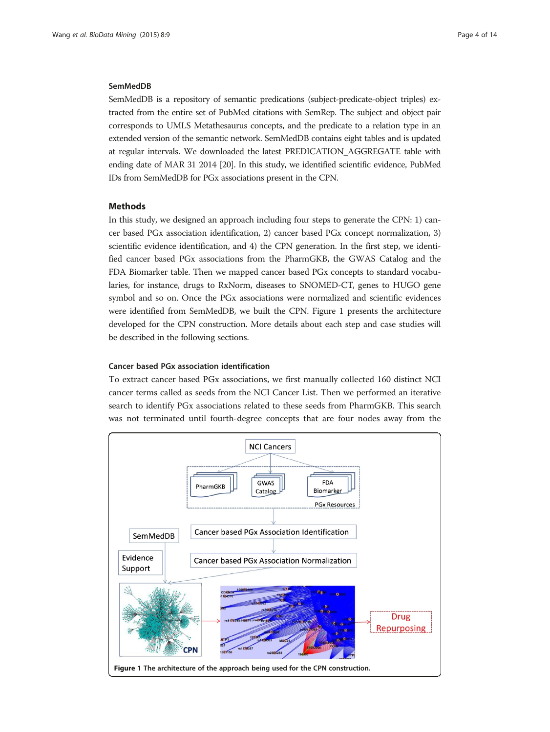### SemMedDB

SemMedDB is a repository of semantic predications (subject-predicate-object triples) extracted from the entire set of PubMed citations with SemRep. The subject and object pair corresponds to UMLS Metathesaurus concepts, and the predicate to a relation type in an extended version of the semantic network. SemMedDB contains eight tables and is updated at regular intervals. We downloaded the latest PREDICATION_AGGREGATE table with ending date of MAR 31 2014 [20]. In this study, we identified scientific evidence, PubMed IDs from SemMedDB for PGx associations present in the CPN.

## Methods

In this study, we designed an approach including four steps to generate the CPN: 1) cancer based PGx association identification, 2) cancer based PGx concept normalization, 3) scientific evidence identification, and 4) the CPN generation. In the first step, we identified cancer based PGx associations from the PharmGKB, the GWAS Catalog and the FDA Biomarker table. Then we mapped cancer based PGx concepts to standard vocabularies, for instance, drugs to RxNorm, diseases to SNOMED-CT, genes to HUGO gene symbol and so on. Once the PGx associations were normalized and scientific evidences were identified from SemMedDB, we built the CPN. Figure 1 presents the architecture developed for the CPN construction. More details about each step and case studies will be described in the following sections.

### Cancer based PGx association identification

To extract cancer based PGx associations, we first manually collected 160 distinct NCI cancer terms called as seeds from the NCI Cancer List. Then we performed an iterative search to identify PGx associations related to these seeds from PharmGKB. This search was not terminated until fourth-degree concepts that are four nodes away from the

**Figure 1** The architecture of the approach being used for the CPN construction.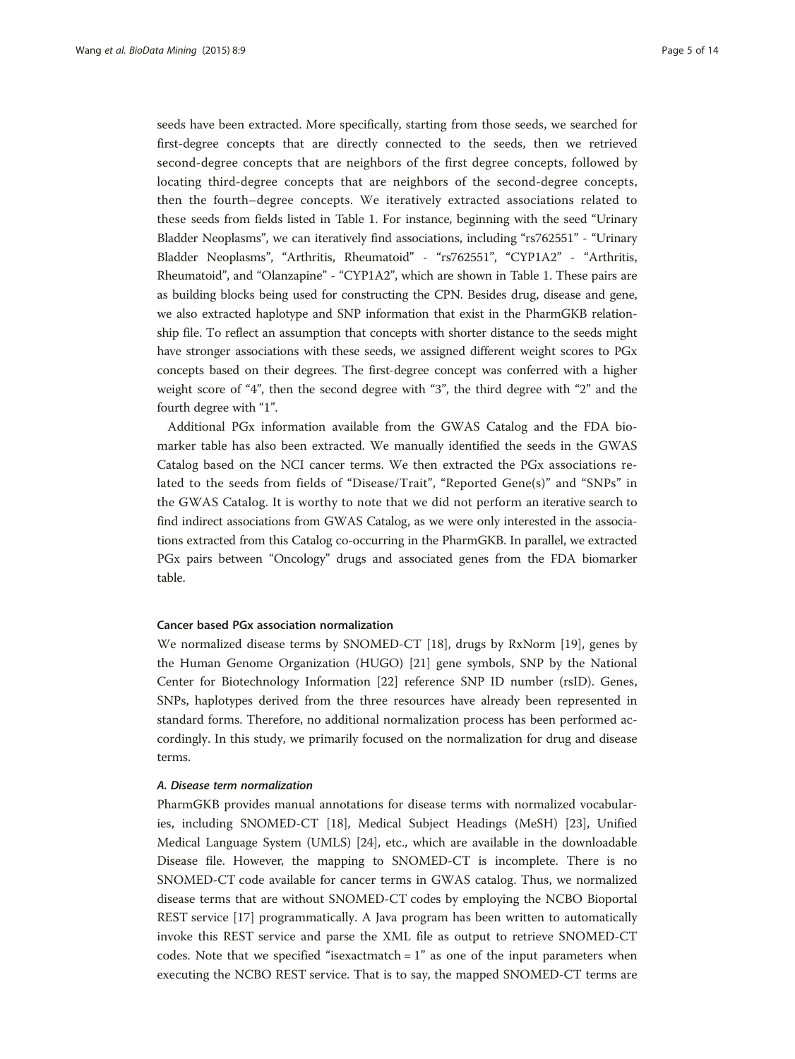seeds have been extracted. More specifically, starting from those seeds, we searched for first-degree concepts that are directly connected to the seeds, then we retrieved second-degree concepts that are neighbors of the first degree concepts, followed by locating third-degree concepts that are neighbors of the second-degree concepts, then the fourth–degree concepts. We iteratively extracted associations related to these seeds from fields listed in Table 1. For instance, beginning with the seed "Urinary Bladder Neoplasms", we can iteratively find associations, including "rs762551" - "Urinary Bladder Neoplasms", "Arthritis, Rheumatoid" - "rs762551", "CYP1A2" - "Arthritis, Rheumatoid", and "Olanzapine" - "CYP1A2", which are shown in Table 1. These pairs are as building blocks being used for constructing the CPN. Besides drug, disease and gene, we also extracted haplotype and SNP information that exist in the PharmGKB relationship file. To reflect an assumption that concepts with shorter distance to the seeds might have stronger associations with these seeds, we assigned different weight scores to PGx concepts based on their degrees. The first-degree concept was conferred with a higher weight score of "4", then the second degree with "3", the third degree with "2" and the fourth degree with "1".

Additional PGx information available from the GWAS Catalog and the FDA biomarker table has also been extracted. We manually identified the seeds in the GWAS Catalog based on the NCI cancer terms. We then extracted the PGx associations related to the seeds from fields of "Disease/Trait", "Reported Gene(s)" and "SNPs" in the GWAS Catalog. It is worthy to note that we did not perform an iterative search to find indirect associations from GWAS Catalog, as we were only interested in the associations extracted from this Catalog co-occurring in the PharmGKB. In parallel, we extracted PGx pairs between "Oncology" drugs and associated genes from the FDA biomarker table.

#### Cancer based PGx association normalization

We normalized disease terms by SNOMED-CT [18], drugs by RxNorm [19], genes by the Human Genome Organization (HUGO) [21] gene symbols, SNP by the National Center for Biotechnology Information [22] reference SNP ID number (rsID). Genes, SNPs, haplotypes derived from the three resources have already been represented in standard forms. Therefore, no additional normalization process has been performed accordingly. In this study, we primarily focused on the normalization for drug and disease terms.

##### *A. Disease term normalization*

PharmGKB provides manual annotations for disease terms with normalized vocabularies, including SNOMED-CT [18], Medical Subject Headings (MeSH) [23], Unified Medical Language System (UMLS) [24], etc., which are available in the downloadable Disease file. However, the mapping to SNOMED-CT is incomplete. There is no SNOMED-CT code available for cancer terms in GWAS catalog. Thus, we normalized disease terms that are without SNOMED-CT codes by employing the NCBO Bioportal REST service [17] programmatically. A Java program has been written to automatically invoke this REST service and parse the XML file as output to retrieve SNOMED-CT codes. Note that we specified "isexactmatch = 1" as one of the input parameters when executing the NCBO REST service. That is to say, the mapped SNOMED-CT terms are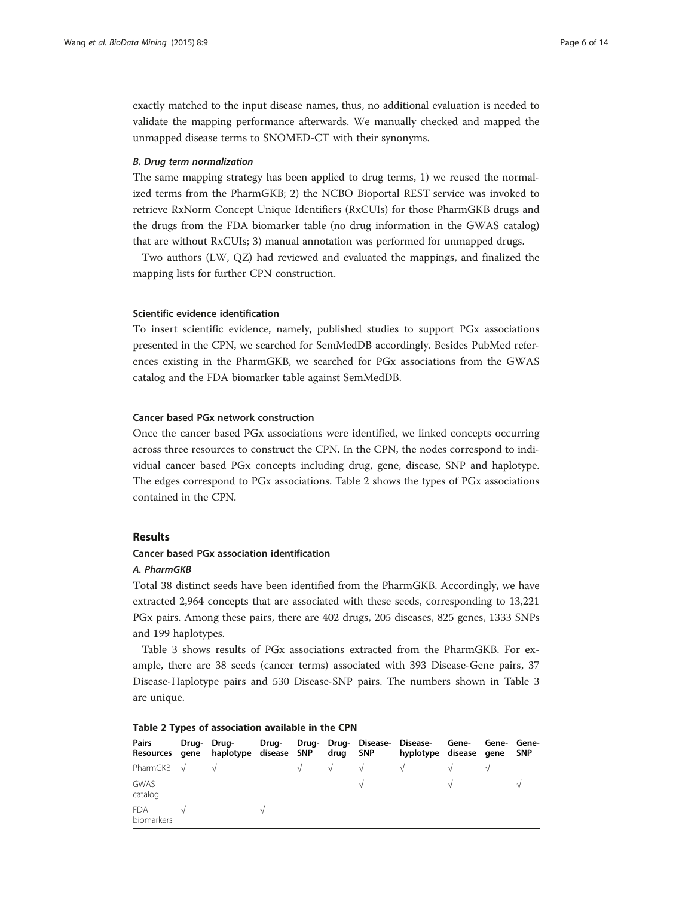exactly matched to the input disease names, thus, no additional evaluation is needed to validate the mapping performance afterwards. We manually checked and mapped the unmapped disease terms to SNOMED-CT with their synonyms.

#### *B. Drug term normalization*

The same mapping strategy has been applied to drug terms, 1) we reused the normalized terms from the PharmGKB; 2) the NCBO Bioportal REST service was invoked to retrieve RxNorm Concept Unique Identifiers (RxCUIs) for those PharmGKB drugs and the drugs from the FDA biomarker table (no drug information in the GWAS catalog) that are without RxCUIs; 3) manual annotation was performed for unmapped drugs.

Two authors (LW, QZ) had reviewed and evaluated the mappings, and finalized the mapping lists for further CPN construction.

### Scientific evidence identification

To insert scientific evidence, namely, published studies to support PGx associations presented in the CPN, we searched for SemMedDB accordingly. Besides PubMed references existing in the PharmGKB, we searched for PGx associations from the GWAS catalog and the FDA biomarker table against SemMedDB.

### Cancer based PGx network construction

Once the cancer based PGx associations were identified, we linked concepts occurring across three resources to construct the CPN. In the CPN, the nodes correspond to individual cancer based PGx concepts including drug, gene, disease, SNP and haplotype. The edges correspond to PGx associations. Table 2 shows the types of PGx associations contained in the CPN.

## Results

### Cancer based PGx association identification

#### *A. PharmGKB*

Total 38 distinct seeds have been identified from the PharmGKB. Accordingly, we have extracted 2,964 concepts that are associated with these seeds, corresponding to 13,221 PGx pairs. Among these pairs, there are 402 drugs, 205 diseases, 825 genes, 1333 SNPs and 199 haplotypes.

Table 3 shows results of PGx associations extracted from the PharmGKB. For example, there are 38 seeds (cancer terms) associated with 393 Disease-Gene pairs, 37 Disease-Haplotype pairs and 530 Disease-SNP pairs. The numbers shown in Table 3 are unique.

**Table 2 Types of association available in the CPN**

| Pairs Resources | Drug-gene | Drug-haplotype | Drug-disease | Drug-SNP | Drug-drug | Disease-SNP | Disease-hyplotype | Gene-disease | Gene-gene | Gene-SNP |
|---|---|---|---|---|---|---|---|---|---|---|
| PharmGKB | √ | √ | | √ | √ | √ | √ | √ | √ | |
| GWAS catalog | | | | | | √ | | √ | | √ |
| FDA biomarkers | √ | | √ | | | | | | | |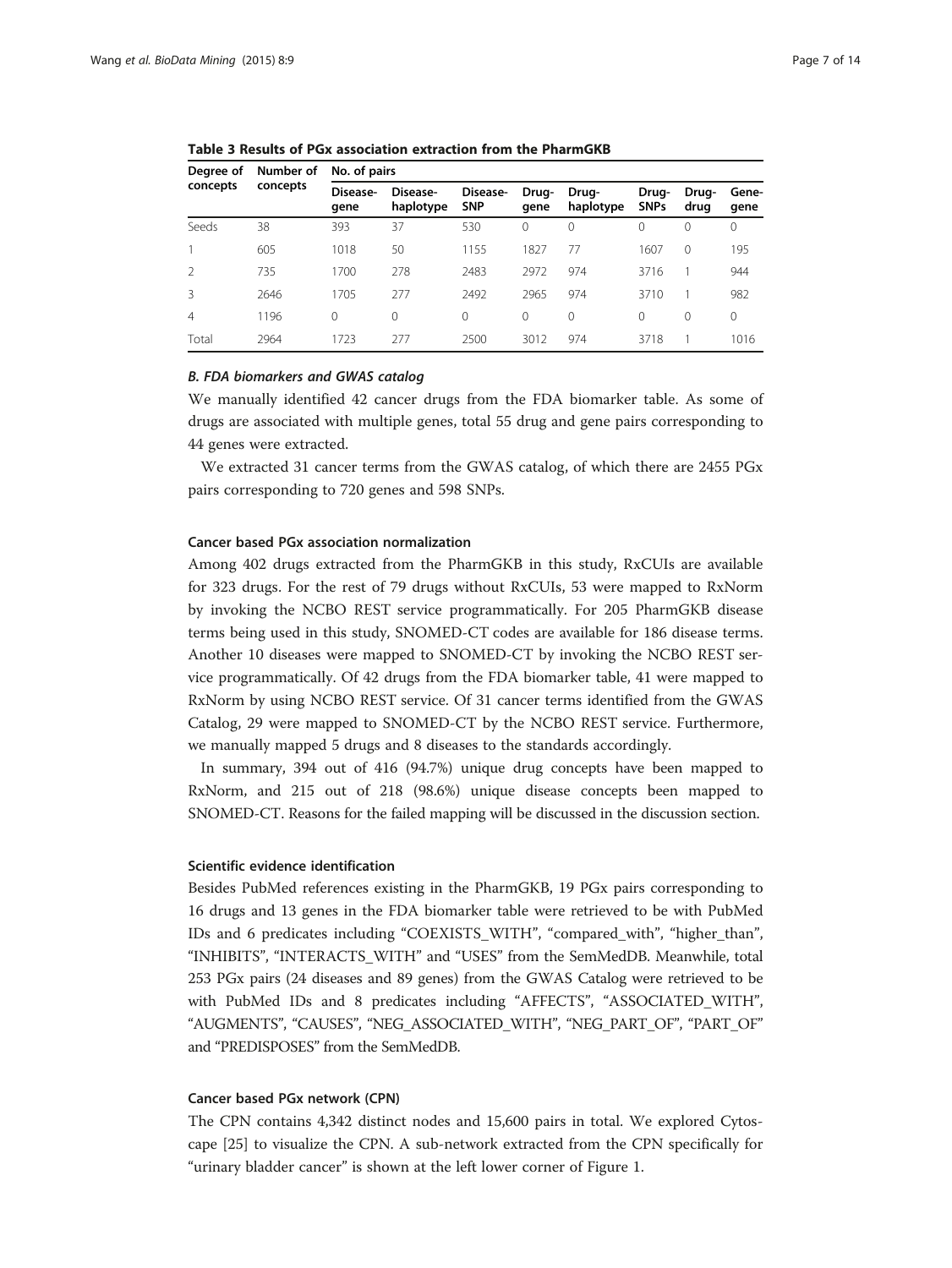**Table 3 Results of PGx association extraction from the PharmGKB**

| Degree of concepts | Number of concepts | No. of pairs | | | | | | | |
|---|---|---|---|---|---|---|---|---|---|
| | | Disease-gene | Disease-haplotype | Disease-SNP | Drug-gene | Drug-haplotype | Drug-SNPs | Drug-drug | Gene-gene |
| Seeds | 38 | 393 | 37 | 530 | 0 | 0 | 0 | 0 | 0 |
| 1 | 605 | 1018 | 50 | 1155 | 1827 | 77 | 1607 | 0 | 195 |
| 2 | 735 | 1700 | 278 | 2483 | 2972 | 974 | 3716 | 1 | 944 |
| 3 | 2646 | 1705 | 277 | 2492 | 2965 | 974 | 3710 | 1 | 982 |
| 4 | 1196 | 0 | 0 | 0 | 0 | 0 | 0 | 0 | 0 |
| Total | 2964 | 1723 | 277 | 2500 | 3012 | 974 | 3718 | 1 | 1016 |

#### *B. FDA biomarkers and GWAS catalog*

We manually identified 42 cancer drugs from the FDA biomarker table. As some of drugs are associated with multiple genes, total 55 drug and gene pairs corresponding to 44 genes were extracted.

We extracted 31 cancer terms from the GWAS catalog, of which there are 2455 PGx pairs corresponding to 720 genes and 598 SNPs.

### Cancer based PGx association normalization

Among 402 drugs extracted from the PharmGKB in this study, RxCUIs are available for 323 drugs. For the rest of 79 drugs without RxCUIs, 53 were mapped to RxNorm by invoking the NCBO REST service programmatically. For 205 PharmGKB disease terms being used in this study, SNOMED-CT codes are available for 186 disease terms. Another 10 diseases were mapped to SNOMED-CT by invoking the NCBO REST service programmatically. Of 42 drugs from the FDA biomarker table, 41 were mapped to RxNorm by using NCBO REST service. Of 31 cancer terms identified from the GWAS Catalog, 29 were mapped to SNOMED-CT by the NCBO REST service. Furthermore, we manually mapped 5 drugs and 8 diseases to the standards accordingly.

In summary, 394 out of 416 (94.7%) unique drug concepts have been mapped to RxNorm, and 215 out of 218 (98.6%) unique disease concepts been mapped to SNOMED-CT. Reasons for the failed mapping will be discussed in the discussion section.

### Scientific evidence identification

Besides PubMed references existing in the PharmGKB, 19 PGx pairs corresponding to 16 drugs and 13 genes in the FDA biomarker table were retrieved to be with PubMed IDs and 6 predicates including "COEXISTS_WITH", "compared_with", "higher_than", "INHIBITS", "INTERACTS_WITH" and "USES" from the SemMedDB. Meanwhile, total 253 PGx pairs (24 diseases and 89 genes) from the GWAS Catalog were retrieved to be with PubMed IDs and 8 predicates including "AFFECTS", "ASSOCIATED_WITH", "AUGMENTS", "CAUSES", "NEG_ASSOCIATED_WITH", "NEG_PART_OF", "PART_OF" and "PREDISPOSES" from the SemMedDB.

### Cancer based PGx network (CPN)

The CPN contains 4,342 distinct nodes and 15,600 pairs in total. We explored Cytoscape [25] to visualize the CPN. A sub-network extracted from the CPN specifically for "urinary bladder cancer" is shown at the left lower corner of Figure 1.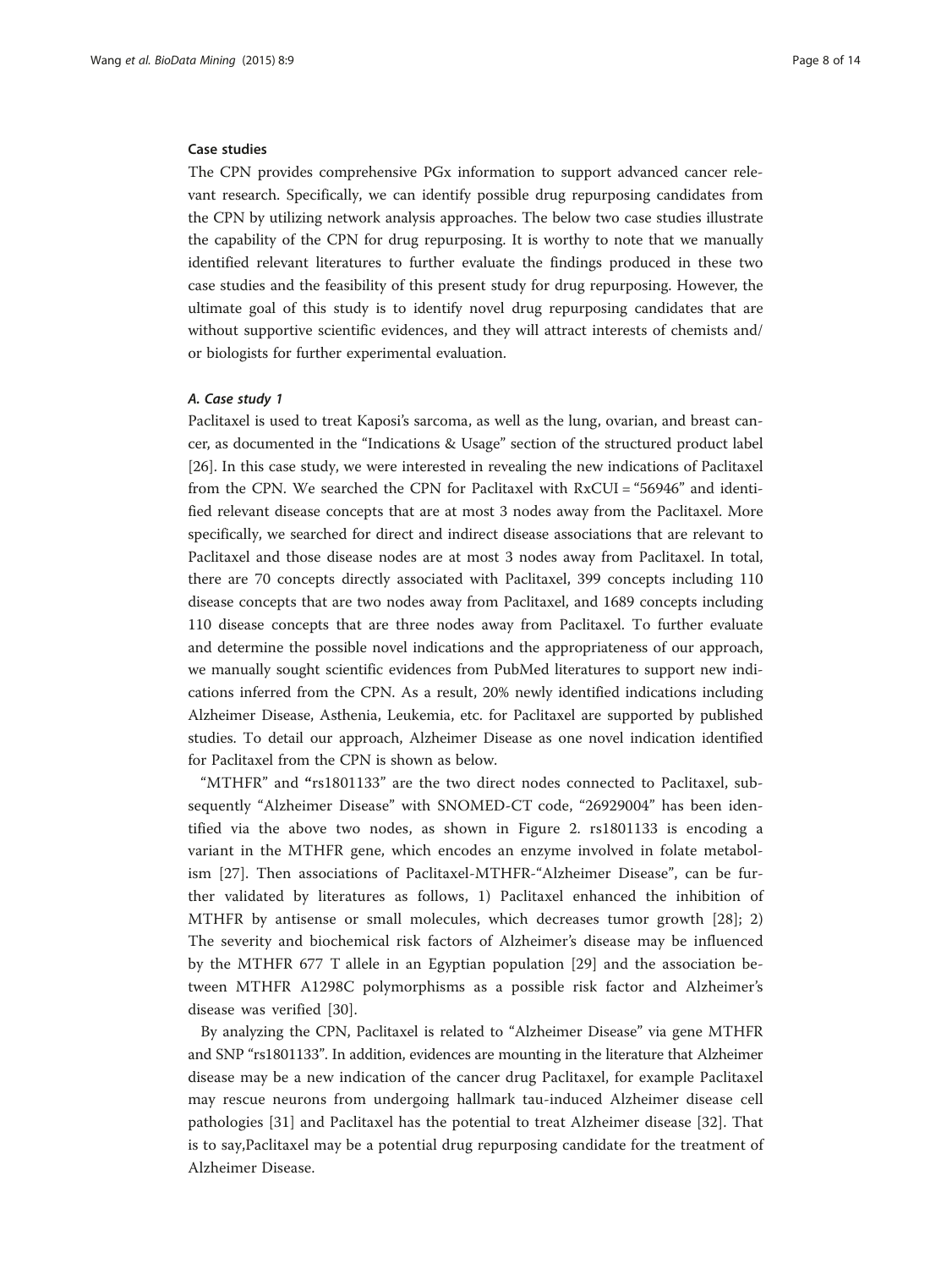### Case studies

The CPN provides comprehensive PGx information to support advanced cancer relevant research. Specifically, we can identify possible drug repurposing candidates from the CPN by utilizing network analysis approaches. The below two case studies illustrate the capability of the CPN for drug repurposing. It is worthy to note that we manually identified relevant literatures to further evaluate the findings produced in these two case studies and the feasibility of this present study for drug repurposing. However, the ultimate goal of this study is to identify novel drug repurposing candidates that are without supportive scientific evidences, and they will attract interests of chemists and/or biologists for further experimental evaluation.

#### *A. Case study 1*

Paclitaxel is used to treat Kaposi's sarcoma, as well as the lung, ovarian, and breast cancer, as documented in the "Indications & Usage" section of the structured product label [26]. In this case study, we were interested in revealing the new indications of Paclitaxel from the CPN. We searched the CPN for Paclitaxel with RxCUI = "56946" and identified relevant disease concepts that are at most 3 nodes away from the Paclitaxel. More specifically, we searched for direct and indirect disease associations that are relevant to Paclitaxel and those disease nodes are at most 3 nodes away from Paclitaxel. In total, there are 70 concepts directly associated with Paclitaxel, 399 concepts including 110 disease concepts that are two nodes away from Paclitaxel, and 1689 concepts including 110 disease concepts that are three nodes away from Paclitaxel. To further evaluate and determine the possible novel indications and the appropriateness of our approach, we manually sought scientific evidences from PubMed literatures to support new indications inferred from the CPN. As a result, 20% newly identified indications including Alzheimer Disease, Asthenia, Leukemia, etc. for Paclitaxel are supported by published studies. To detail our approach, Alzheimer Disease as one novel indication identified for Paclitaxel from the CPN is shown as below.

"MTHFR" and "rs1801133" are the two direct nodes connected to Paclitaxel, subsequently "Alzheimer Disease" with SNOMED-CT code, "26929004" has been identified via the above two nodes, as shown in Figure 2. rs1801133 is encoding a variant in the MTHFR gene, which encodes an enzyme involved in folate metabolism [27]. Then associations of Paclitaxel-MTHFR-"Alzheimer Disease", can be further validated by literatures as follows, 1) Paclitaxel enhanced the inhibition of MTHFR by antisense or small molecules, which decreases tumor growth [28]; 2) The severity and biochemical risk factors of Alzheimer's disease may be influenced by the MTHFR 677 T allele in an Egyptian population [29] and the association between MTHFR A1298C polymorphisms as a possible risk factor and Alzheimer's disease was verified [30].

By analyzing the CPN, Paclitaxel is related to "Alzheimer Disease" via gene MTHFR and SNP "rs1801133". In addition, evidences are mounting in the literature that Alzheimer disease may be a new indication of the cancer drug Paclitaxel, for example Paclitaxel may rescue neurons from undergoing hallmark tau-induced Alzheimer disease cell pathologies [31] and Paclitaxel has the potential to treat Alzheimer disease [32]. That is to say,Paclitaxel may be a potential drug repurposing candidate for the treatment of Alzheimer Disease.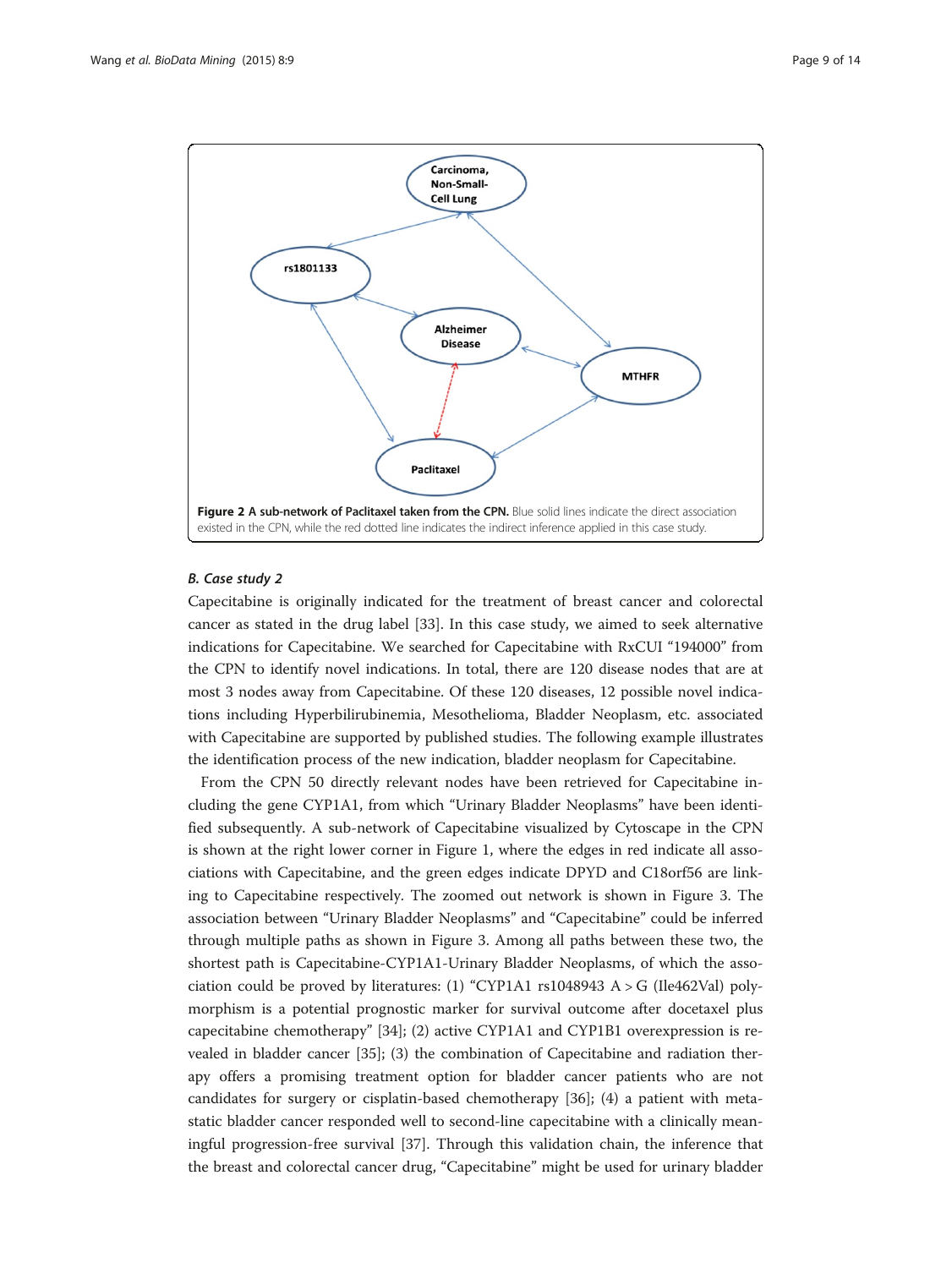**Figure 2 A sub-network of Paclitaxel taken from the CPN.** Blue solid lines indicate the direct association existed in the CPN, while the red dotted line indicates the indirect inference applied in this case study.

### *B. Case study 2*

Capecitabine is originally indicated for the treatment of breast cancer and colorectal cancer as stated in the drug label [33]. In this case study, we aimed to seek alternative indications for Capecitabine. We searched for Capecitabine with RxCUI "194000" from the CPN to identify novel indications. In total, there are 120 disease nodes that are at most 3 nodes away from Capecitabine. Of these 120 diseases, 12 possible novel indications including Hyperbilirubinemia, Mesothelioma, Bladder Neoplasm, etc. associated with Capecitabine are supported by published studies. The following example illustrates the identification process of the new indication, bladder neoplasm for Capecitabine.

From the CPN 50 directly relevant nodes have been retrieved for Capecitabine including the gene CYP1A1, from which "Urinary Bladder Neoplasms" have been identified subsequently. A sub-network of Capecitabine visualized by Cytoscape in the CPN is shown at the right lower corner in Figure 1, where the edges in red indicate all associations with Capecitabine, and the green edges indicate DPYD and C18orf56 are linking to Capecitabine respectively. The zoomed out network is shown in Figure 3. The association between "Urinary Bladder Neoplasms" and "Capecitabine" could be inferred through multiple paths as shown in Figure 3. Among all paths between these two, the shortest path is Capecitabine-CYP1A1-Urinary Bladder Neoplasms, of which the association could be proved by literatures: (1) "CYP1A1 rs1048943 A > G (Ile462Val) polymorphism is a potential prognostic marker for survival outcome after docetaxel plus capecitabine chemotherapy" [34]; (2) active CYP1A1 and CYP1B1 overexpression is revealed in bladder cancer [35]; (3) the combination of Capecitabine and radiation therapy offers a promising treatment option for bladder cancer patients who are not candidates for surgery or cisplatin-based chemotherapy [36]; (4) a patient with metastatic bladder cancer responded well to second-line capecitabine with a clinically meaningful progression-free survival [37]. Through this validation chain, the inference that the breast and colorectal cancer drug, "Capecitabine" might be used for urinary bladder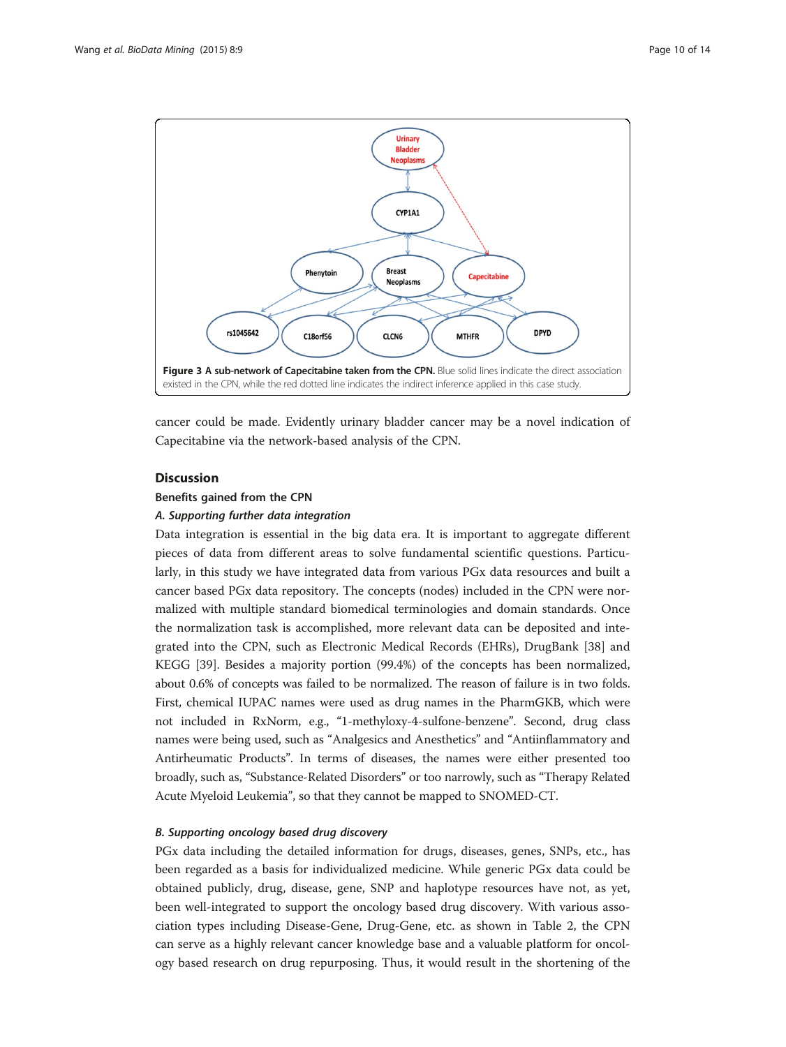**Figure 3 A sub-network of Capecitabine taken from the CPN.** Blue solid lines indicate the direct association existed in the CPN, while the red dotted line indicates the indirect inference applied in this case study.

cancer could be made. Evidently urinary bladder cancer may be a novel indication of Capecitabine via the network-based analysis of the CPN.

## Discussion

### Benefits gained from the CPN

#### *A. Supporting further data integration*

Data integration is essential in the big data era. It is important to aggregate different pieces of data from different areas to solve fundamental scientific questions. Particularly, in this study we have integrated data from various PGx data resources and built a cancer based PGx data repository. The concepts (nodes) included in the CPN were normalized with multiple standard biomedical terminologies and domain standards. Once the normalization task is accomplished, more relevant data can be deposited and integrated into the CPN, such as Electronic Medical Records (EHRs), DrugBank [38] and KEGG [39]. Besides a majority portion (99.4%) of the concepts has been normalized, about 0.6% of concepts was failed to be normalized. The reason of failure is in two folds. First, chemical IUPAC names were used as drug names in the PharmGKB, which were not included in RxNorm, e.g., "1-methyloxy-4-sulfone-benzene". Second, drug class names were being used, such as "Analgesics and Anesthetics" and "Antiinflammatory and Antirheumatic Products". In terms of diseases, the names were either presented too broadly, such as, "Substance-Related Disorders" or too narrowly, such as "Therapy Related Acute Myeloid Leukemia", so that they cannot be mapped to SNOMED-CT.

#### *B. Supporting oncology based drug discovery*

PGx data including the detailed information for drugs, diseases, genes, SNPs, etc., has been regarded as a basis for individualized medicine. While generic PGx data could be obtained publicly, drug, disease, gene, SNP and haplotype resources have not, as yet, been well-integrated to support the oncology based drug discovery. With various association types including Disease-Gene, Drug-Gene, etc. as shown in Table 2, the CPN can serve as a highly relevant cancer knowledge base and a valuable platform for oncology based research on drug repurposing. Thus, it would result in the shortening of the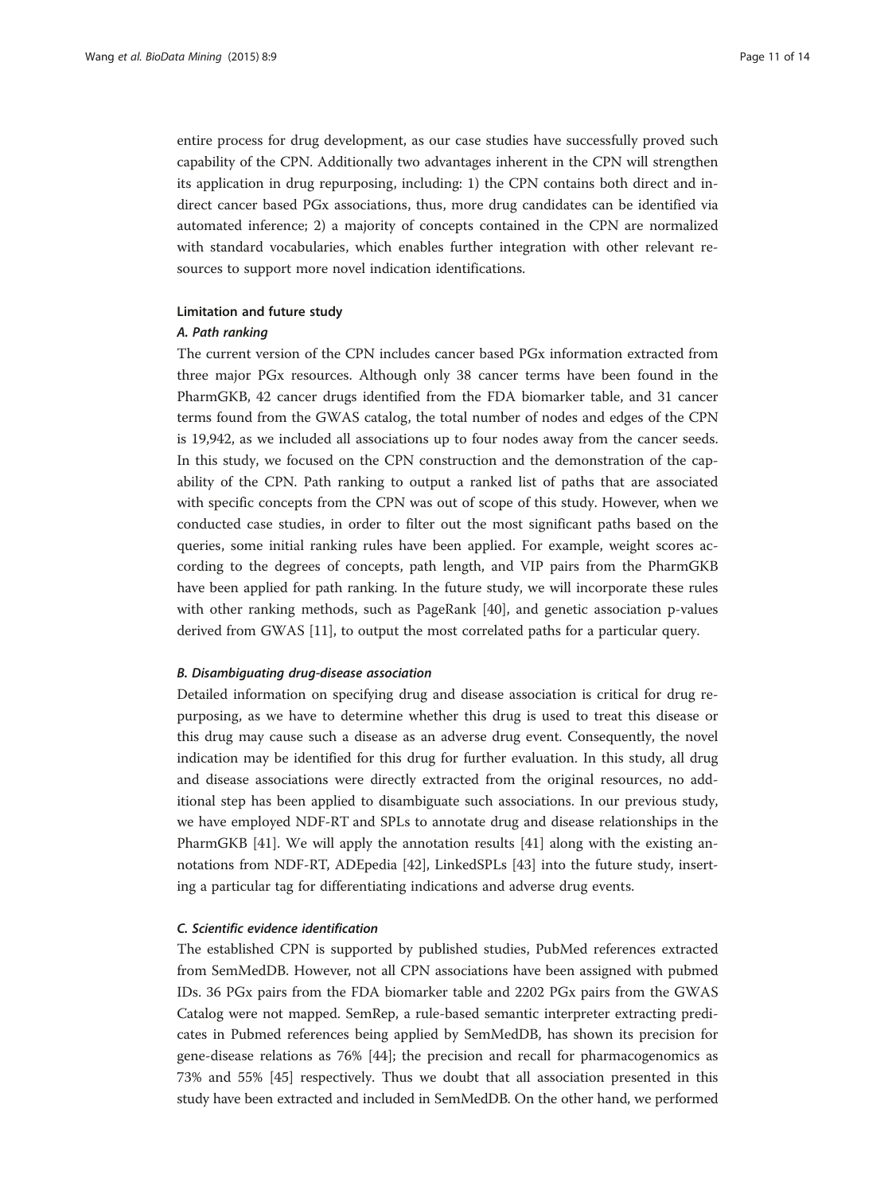entire process for drug development, as our case studies have successfully proved such capability of the CPN. Additionally two advantages inherent in the CPN will strengthen its application in drug repurposing, including: 1) the CPN contains both direct and indirect cancer based PGx associations, thus, more drug candidates can be identified via automated inference; 2) a majority of concepts contained in the CPN are normalized with standard vocabularies, which enables further integration with other relevant resources to support more novel indication identifications.

#### Limitation and future study

##### *A. Path ranking*

The current version of the CPN includes cancer based PGx information extracted from three major PGx resources. Although only 38 cancer terms have been found in the PharmGKB, 42 cancer drugs identified from the FDA biomarker table, and 31 cancer terms found from the GWAS catalog, the total number of nodes and edges of the CPN is 19,942, as we included all associations up to four nodes away from the cancer seeds. In this study, we focused on the CPN construction and the demonstration of the capability of the CPN. Path ranking to output a ranked list of paths that are associated with specific concepts from the CPN was out of scope of this study. However, when we conducted case studies, in order to filter out the most significant paths based on the queries, some initial ranking rules have been applied. For example, weight scores according to the degrees of concepts, path length, and VIP pairs from the PharmGKB have been applied for path ranking. In the future study, we will incorporate these rules with other ranking methods, such as PageRank [40], and genetic association p-values derived from GWAS [11], to output the most correlated paths for a particular query.

##### *B. Disambiguating drug-disease association*

Detailed information on specifying drug and disease association is critical for drug repurposing, as we have to determine whether this drug is used to treat this disease or this drug may cause such a disease as an adverse drug event. Consequently, the novel indication may be identified for this drug for further evaluation. In this study, all drug and disease associations were directly extracted from the original resources, no additional step has been applied to disambiguate such associations. In our previous study, we have employed NDF-RT and SPLs to annotate drug and disease relationships in the PharmGKB [41]. We will apply the annotation results [41] along with the existing annotations from NDF-RT, ADEpedia [42], LinkedSPLs [43] into the future study, inserting a particular tag for differentiating indications and adverse drug events.

##### *C. Scientific evidence identification*

The established CPN is supported by published studies, PubMed references extracted from SemMedDB. However, not all CPN associations have been assigned with pubmed IDs. 36 PGx pairs from the FDA biomarker table and 2202 PGx pairs from the GWAS Catalog were not mapped. SemRep, a rule-based semantic interpreter extracting predicates in Pubmed references being applied by SemMedDB, has shown its precision for gene-disease relations as 76% [44]; the precision and recall for pharmacogenomics as 73% and 55% [45] respectively. Thus we doubt that all association presented in this study have been extracted and included in SemMedDB. On the other hand, we performed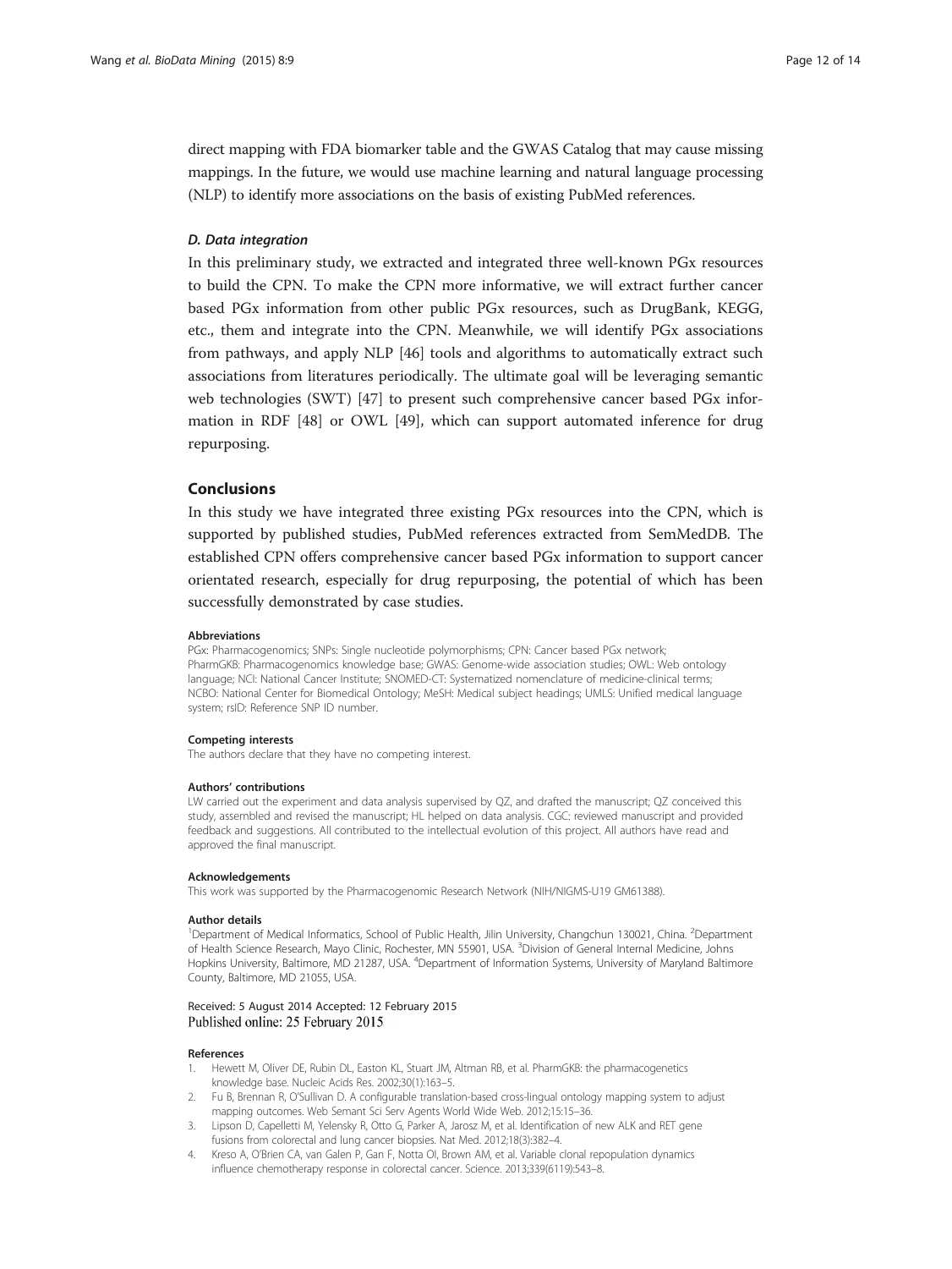direct mapping with FDA biomarker table and the GWAS Catalog that may cause missing mappings. In the future, we would use machine learning and natural language processing (NLP) to identify more associations on the basis of existing PubMed references.

### *D. Data integration*

In this preliminary study, we extracted and integrated three well-known PGx resources to build the CPN. To make the CPN more informative, we will extract further cancer based PGx information from other public PGx resources, such as DrugBank, KEGG, etc., them and integrate into the CPN. Meanwhile, we will identify PGx associations from pathways, and apply NLP [46] tools and algorithms to automatically extract such associations from literatures periodically. The ultimate goal will be leveraging semantic web technologies (SWT) [47] to present such comprehensive cancer based PGx information in RDF [48] or OWL [49], which can support automated inference for drug repurposing.

## Conclusions

In this study we have integrated three existing PGx resources into the CPN, which is supported by published studies, PubMed references extracted from SemMedDB. The established CPN offers comprehensive cancer based PGx information to support cancer orientated research, especially for drug repurposing, the potential of which has been successfully demonstrated by case studies.

#### Abbreviations

PGx: Pharmacogenomics; SNPs: Single nucleotide polymorphisms; CPN: Cancer based PGx network; PharmGKB: Pharmacogenomics knowledge base; GWAS: Genome-wide association studies; OWL: Web ontology language; NCI: National Cancer Institute; SNOMED-CT: Systematized nomenclature of medicine-clinical terms; NCBO: National Center for Biomedical Ontology; MeSH: Medical subject headings; UMLS: Unified medical language system; rsID: Reference SNP ID number.

#### Competing interests

The authors declare that they have no competing interest.

#### Authors' contributions

LW carried out the experiment and data analysis supervised by QZ, and drafted the manuscript; QZ conceived this study, assembled and revised the manuscript; HL helped on data analysis. CGC: reviewed manuscript and provided feedback and suggestions. All contributed to the intellectual evolution of this project. All authors have read and approved the final manuscript.

#### Acknowledgements

This work was supported by the Pharmacogenomic Research Network (NIH/NIGMS-U19 GM61388).

#### Author details

[1]Department of Medical Informatics, School of Public Health, Jilin University, Changchun 130021, China. [2]Department of Health Science Research, Mayo Clinic, Rochester, MN 55901, USA. [3]Division of General Internal Medicine, Johns Hopkins University, Baltimore, MD 21287, USA. [4]Department of Information Systems, University of Maryland Baltimore County, Baltimore, MD 21055, USA.

Received: 5 August 2014 Accepted: 12 February 2015
Published online: 25 February 2015

#### References

1. Hewett M, Oliver DE, Rubin DL, Easton KL, Stuart JM, Altman RB, et al. PharmGKB: the pharmacogenetics knowledge base. Nucleic Acids Res. 2002;30(1):163–5.
2. Fu B, Brennan R, O'Sullivan D. A configurable translation-based cross-lingual ontology mapping system to adjust mapping outcomes. Web Semant Sci Serv Agents World Wide Web. 2012;15:15–36.
3. Lipson D, Capelletti M, Yelensky R, Otto G, Parker A, Jarosz M, et al. Identification of new ALK and RET gene fusions from colorectal and lung cancer biopsies. Nat Med. 2012;18(3):382–4.
4. Kreso A, O'Brien CA, van Galen P, Gan F, Notta OI, Brown AM, et al. Variable clonal repopulation dynamics influence chemotherapy response in colorectal cancer. Science. 2013;339(6119):543–8.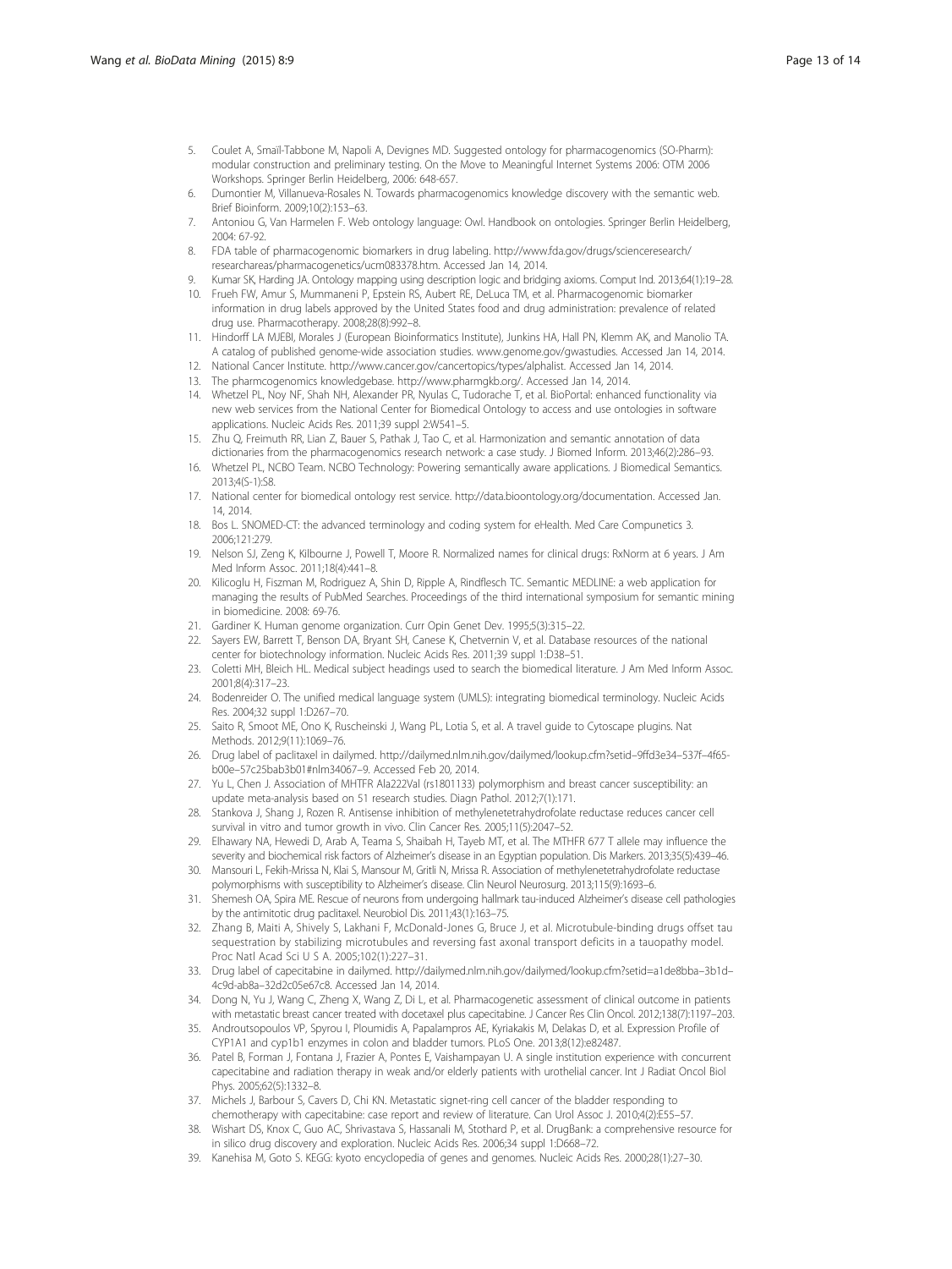5. Coulet A, Smaïl-Tabbone M, Napoli A, Devignes MD. Suggested ontology for pharmacogenomics (SO-Pharm): modular construction and preliminary testing. On the Move to Meaningful Internet Systems 2006: OTM 2006 Workshops. Springer Berlin Heidelberg, 2006: 648-657.
6. Dumontier M, Villanueva-Rosales N. Towards pharmacogenomics knowledge discovery with the semantic web. Brief Bioinform. 2009;10(2):153–63.
7. Antoniou G, Van Harmelen F. Web ontology language: Owl. Handbook on ontologies. Springer Berlin Heidelberg, 2004: 67-92.
8. FDA table of pharmacogenomic biomarkers in drug labeling. http://www.fda.gov/drugs/scienceresearch/researchareas/pharmacogenetics/ucm083378.htm. Accessed Jan 14, 2014.
9. Kumar SK, Harding JA. Ontology mapping using description logic and bridging axioms. Comput Ind. 2013;64(1):19–28.
10. Frueh FW, Amur S, Mummaneni P, Epstein RS, Aubert RE, DeLuca TM, et al. Pharmacogenomic biomarker information in drug labels approved by the United States food and drug administration: prevalence of related drug use. Pharmacotherapy. 2008;28(8):992–8.
11. Hindorff LA MJEBI, Morales J (European Bioinformatics Institute), Junkins HA, Hall PN, Klemm AK, and Manolio TA. A catalog of published genome-wide association studies. www.genome.gov/gwastudies. Accessed Jan 14, 2014.
12. National Cancer Institute. http://www.cancer.gov/cancertopics/types/alphalist. Accessed Jan 14, 2014.
13. The pharmcogenomics knowledgebase. http://www.pharmgkb.org/. Accessed Jan 14, 2014.
14. Whetzel PL, Noy NF, Shah NH, Alexander PR, Nyulas C, Tudorache T, et al. BioPortal: enhanced functionality via new web services from the National Center for Biomedical Ontology to access and use ontologies in software applications. Nucleic Acids Res. 2011;39 suppl 2:W541–5.
15. Zhu Q, Freimuth RR, Lian Z, Bauer S, Pathak J, Tao C, et al. Harmonization and semantic annotation of data dictionaries from the pharmacogenomics research network: a case study. J Biomed Inform. 2013;46(2):286–93.
16. Whetzel PL, NCBO Team. NCBO Technology: Powering semantically aware applications. J Biomedical Semantics. 2013;4(S-1):S8.
17. National center for biomedical ontology rest service. http://data.bioontology.org/documentation. Accessed Jan. 14, 2014.
18. Bos L. SNOMED-CT: the advanced terminology and coding system for eHealth. Med Care Compunetics 3. 2006;121:279.
19. Nelson SJ, Zeng K, Kilbourne J, Powell T, Moore R. Normalized names for clinical drugs: RxNorm at 6 years. J Am Med Inform Assoc. 2011;18(4):441–8.
20. Kilicoglu H, Fiszman M, Rodriguez A, Shin D, Ripple A, Rindflesch TC. Semantic MEDLINE: a web application for managing the results of PubMed Searches. Proceedings of the third international symposium for semantic mining in biomedicine. 2008: 69-76.
21. Gardiner K. Human genome organization. Curr Opin Genet Dev. 1995;5(3):315–22.
22. Sayers EW, Barrett T, Benson DA, Bryant SH, Canese K, Chetvernin V, et al. Database resources of the national center for biotechnology information. Nucleic Acids Res. 2011;39 suppl 1:D38–51.
23. Coletti MH, Bleich HL. Medical subject headings used to search the biomedical literature. J Am Med Inform Assoc. 2001;8(4):317–23.
24. Bodenreider O. The unified medical language system (UMLS): integrating biomedical terminology. Nucleic Acids Res. 2004;32 suppl 1:D267–70.
25. Saito R, Smoot ME, Ono K, Ruscheinski J, Wang PL, Lotia S, et al. A travel guide to Cytoscape plugins. Nat Methods. 2012;9(11):1069–76.
26. Drug label of paclitaxel in dailymed. http://dailymed.nlm.nih.gov/dailymed/lookup.cfm?setid=9ffd3e34–537f–4f65-b00e–57c25bab3b01#nlm34067–9. Accessed Feb 20, 2014.
27. Yu L, Chen J. Association of MHTFR Ala222Val (rs1801133) polymorphism and breast cancer susceptibility: an update meta-analysis based on 51 research studies. Diagn Pathol. 2012;7(1):171.
28. Stankova J, Shang J, Rozen R. Antisense inhibition of methylenetetrahydrofolate reductase reduces cancer cell survival in vitro and tumor growth in vivo. Clin Cancer Res. 2005;11(5):2047–52.
29. Elhawary NA, Hewedi D, Arab A, Teama S, Shaibah H, Tayeb MT, et al. The MTHFR 677 T allele may influence the severity and biochemical risk factors of Alzheimer's disease in an Egyptian population. Dis Markers. 2013;35(5):439–46.
30. Mansouri L, Fekih-Mrissa N, Klai S, Mansour M, Gritli N, Mrissa R. Association of methylenetetrahydrofolate reductase polymorphisms with susceptibility to Alzheimer's disease. Clin Neurol Neurosurg. 2013;115(9):1693–6.
31. Shemesh OA, Spira ME. Rescue of neurons from undergoing hallmark tau-induced Alzheimer's disease cell pathologies by the antimitotic drug paclitaxel. Neurobiol Dis. 2011;43(1):163–75.
32. Zhang B, Maiti A, Shively S, Lakhani F, McDonald-Jones G, Bruce J, et al. Microtubule-binding drugs offset tau sequestration by stabilizing microtubules and reversing fast axonal transport deficits in a tauopathy model. Proc Natl Acad Sci U S A. 2005;102(1):227–31.
33. Drug label of capecitabine in dailymed. http://dailymed.nlm.nih.gov/dailymed/lookup.cfm?setid=a1de8bba–3b1d–4c9d-ab8a–32d2c05e67c8. Accessed Jan 14, 2014.
34. Dong N, Yu J, Wang C, Zheng X, Wang Z, Di L, et al. Pharmacogenetic assessment of clinical outcome in patients with metastatic breast cancer treated with docetaxel plus capecitabine. J Cancer Res Clin Oncol. 2012;138(7):1197–203.
35. Androutsopoulos VP, Spyrou I, Ploumidis A, Papalampros AE, Kyriakakis M, Delakas D, et al. Expression Profile of CYP1A1 and cyp1b1 enzymes in colon and bladder tumors. PLoS One. 2013;8(12):e82487.
36. Patel B, Forman J, Fontana J, Frazier A, Pontes E, Vaishampayan U. A single institution experience with concurrent capecitabine and radiation therapy in weak and/or elderly patients with urothelial cancer. Int J Radiat Oncol Biol Phys. 2005;62(5):1332–8.
37. Michels J, Barbour S, Cavers D, Chi KN. Metastatic signet-ring cell cancer of the bladder responding to chemotherapy with capecitabine: case report and review of literature. Can Urol Assoc J. 2010;4(2):E55–57.
38. Wishart DS, Knox C, Guo AC, Shrivastava S, Hassanali M, Stothard P, et al. DrugBank: a comprehensive resource for in silico drug discovery and exploration. Nucleic Acids Res. 2006;34 suppl 1:D668–72.
39. Kanehisa M, Goto S. KEGG: kyoto encyclopedia of genes and genomes. Nucleic Acids Res. 2000;28(1):27–30.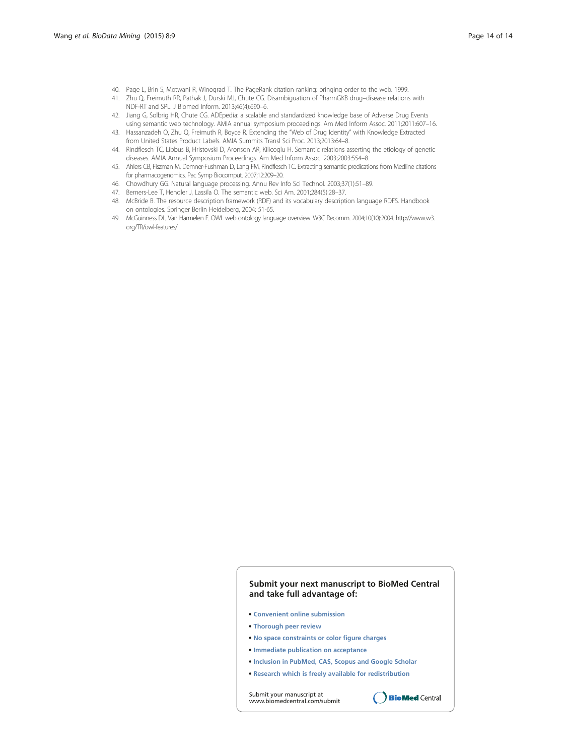40. Page L, Brin S, Motwani R, Winograd T. The PageRank citation ranking: bringing order to the web. 1999.
41. Zhu Q, Freimuth RR, Pathak J, Durski MJ, Chute CG. Disambiguation of PharmGKB drug–disease relations with NDF-RT and SPL. J Biomed Inform. 2013;46(4):690–6.
42. Jiang G, Solbrig HR, Chute CG. ADEpedia: a scalable and standardized knowledge base of Adverse Drug Events using semantic web technology. AMIA annual symposium proceedings. Am Med Inform Assoc. 2011;2011:607–16.
43. Hassanzadeh O, Zhu Q, Freimuth R, Boyce R. Extending the "Web of Drug Identity" with Knowledge Extracted from United States Product Labels. AMIA Summits Transl Sci Proc. 2013;2013:64–8.
44. Rindflesch TC, Libbus B, Hristovski D, Aronson AR, Kilicoglu H. Semantic relations asserting the etiology of genetic diseases. AMIA Annual Symposium Proceedings. Am Med Inform Assoc. 2003;2003:554–8.
45. Ahlers CB, Fiszman M, Demner-Fushman D, Lang FM, Rindflesch TC. Extracting semantic predications from Medline citations for pharmacogenomics. Pac Symp Biocomput. 2007;12:209–20.
46. Chowdhury GG. Natural language processing. Annu Rev Info Sci Technol. 2003;37(1):51–89.
47. Berners-Lee T, Hendler J, Lassila O. The semantic web. Sci Am. 2001;284(5):28–37.
48. McBride B. The resource description framework (RDF) and its vocabulary description language RDFS. Handbook on ontologies. Springer Berlin Heidelberg, 2004: 51-65.
49. McGuinness DL, Van Harmelen F. OWL web ontology language overview. W3C Recomm. 2004;10(10):2004. http://www.w3.org/TR/owl-features/.

**Submit your next manuscript to BioMed Central and take full advantage of:**

- **Convenient online submission**
- **Thorough peer review**
- **No space constraints or color figure charges**
- **Immediate publication on acceptance**
- **Inclusion in PubMed, CAS, Scopus and Google Scholar**
- **Research which is freely available for redistribution**

Submit your manuscript at
www.biomedcentral.com/submit

BioMed Central